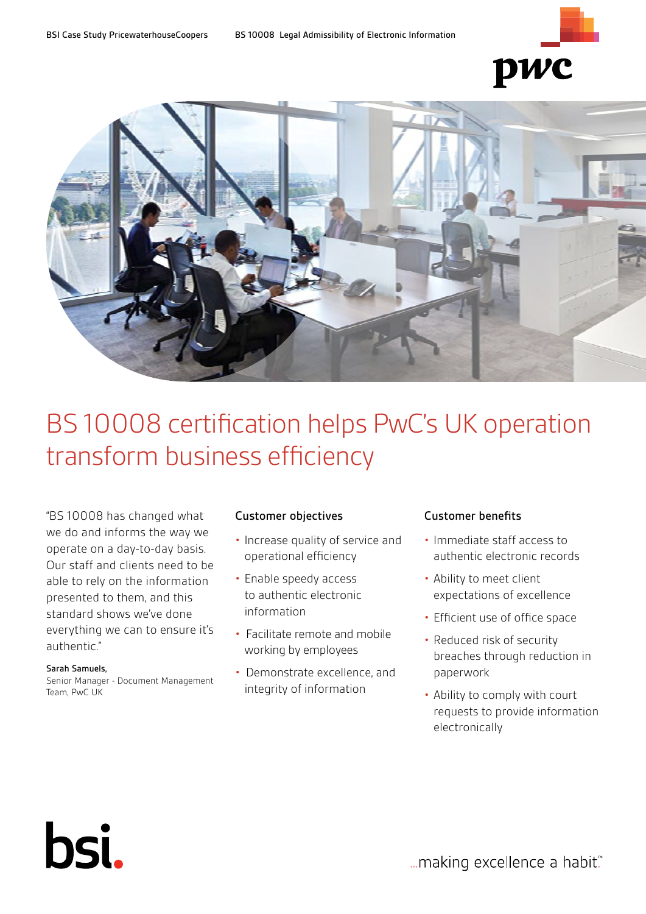# BS 10008 certification helps PwC's UK operation transform business efficiency

"BS 10008 has changed what we do and informs the way we operate on a day-to-day basis. Our staff and clients need to be able to rely on the information presented to them, and this standard shows we've done everything we can to ensure it's authentic."

Sarah Samuels,
Senior Manager - Document Management Team, PwC UK

### Customer objectives

- Increase quality of service and operational efficiency
- Enable speedy access to authentic electronic information
- Facilitate remote and mobile working by employees
- Demonstrate excellence, and integrity of information

### Customer benefits

- Immediate staff access to authentic electronic records
- Ability to meet client expectations of excellence
- Efficient use of office space
- Reduced risk of security breaches through reduction in paperwork
- Ability to comply with court requests to provide information electronically

...making excellence a habit.™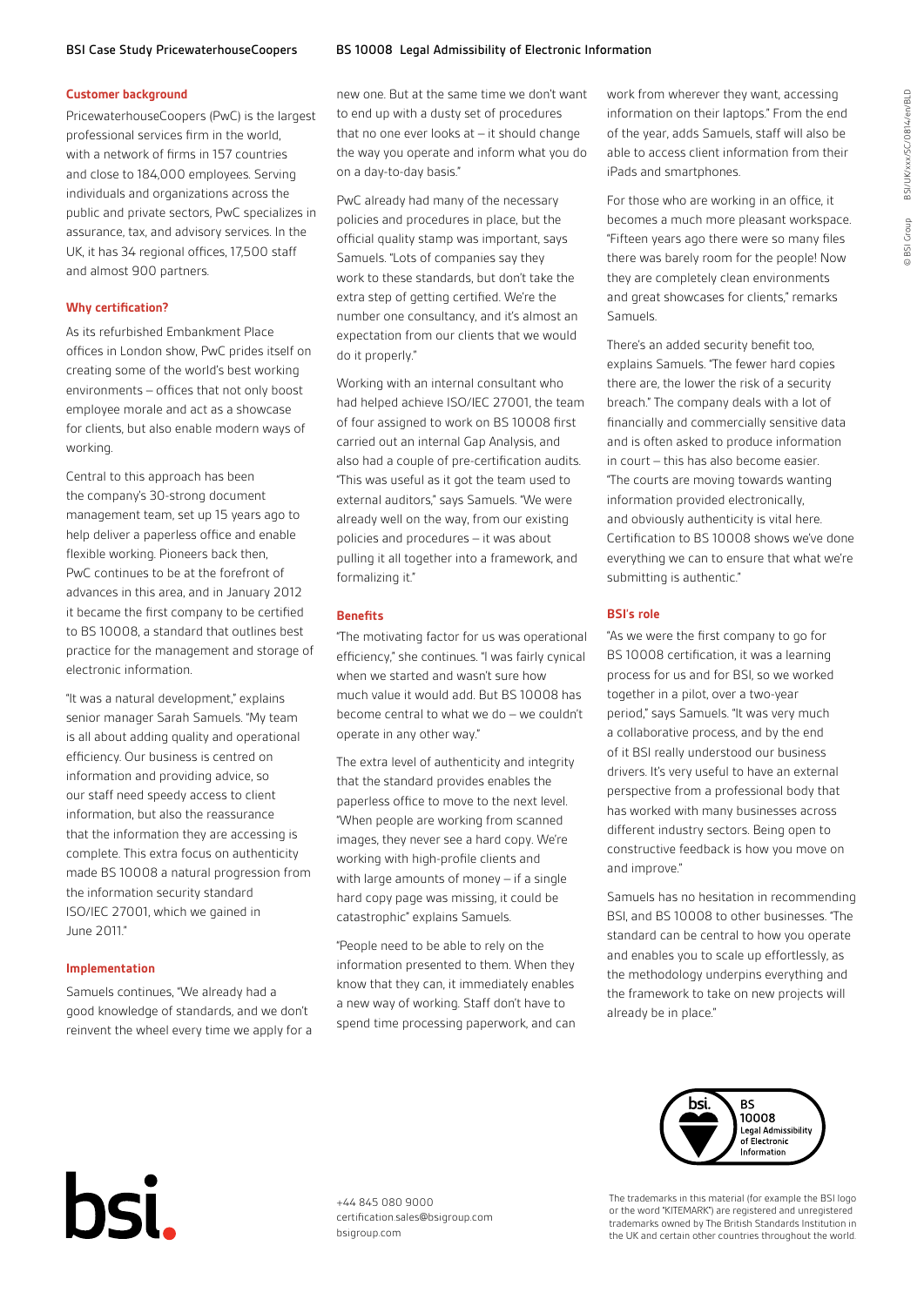## Customer background

PricewaterhouseCoopers (PwC) is the largest professional services firm in the world, with a network of firms in 157 countries and close to 184,000 employees. Serving individuals and organizations across the public and private sectors, PwC specializes in assurance, tax, and advisory services. In the UK, it has 34 regional offices, 17,500 staff and almost 900 partners.

## Why certification?

As its refurbished Embankment Place offices in London show, PwC prides itself on creating some of the world's best working environments – offices that not only boost employee morale and act as a showcase for clients, but also enable modern ways of working.

Central to this approach has been the company's 30-strong document management team, set up 15 years ago to help deliver a paperless office and enable flexible working. Pioneers back then, PwC continues to be at the forefront of advances in this area, and in January 2012 it became the first company to be certified to BS 10008, a standard that outlines best practice for the management and storage of electronic information.

"It was a natural development," explains senior manager Sarah Samuels. "My team is all about adding quality and operational efficiency. Our business is centred on information and providing advice, so our staff need speedy access to client information, but also the reassurance that the information they are accessing is complete. This extra focus on authenticity made BS 10008 a natural progression from the information security standard ISO/IEC 27001, which we gained in June 2011."

## Implementation

Samuels continues, "We already had a good knowledge of standards, and we don't reinvent the wheel every time we apply for a new one. But at the same time we don't want to end up with a dusty set of procedures that no one ever looks at – it should change the way you operate and inform what you do on a day-to-day basis."

PwC already had many of the necessary policies and procedures in place, but the official quality stamp was important, says Samuels. "Lots of companies say they work to these standards, but don't take the extra step of getting certified. We're the number one consultancy, and it's almost an expectation from our clients that we would do it properly."

Working with an internal consultant who had helped achieve ISO/IEC 27001, the team of four assigned to work on BS 10008 first carried out an internal Gap Analysis, and also had a couple of pre-certification audits. "This was useful as it got the team used to external auditors," says Samuels. "We were already well on the way, from our existing policies and procedures – it was about pulling it all together into a framework, and formalizing it."

## Benefits

"The motivating factor for us was operational efficiency," she continues. "I was fairly cynical when we started and wasn't sure how much value it would add. But BS 10008 has become central to what we do – we couldn't operate in any other way."

The extra level of authenticity and integrity that the standard provides enables the paperless office to move to the next level. "When people are working from scanned images, they never see a hard copy. We're working with high-profile clients and with large amounts of money – if a single hard copy page was missing, it could be catastrophic" explains Samuels.

"People need to be able to rely on the information presented to them. When they know that they can, it immediately enables a new way of working. Staff don't have to spend time processing paperwork, and can work from wherever they want, accessing information on their laptops." From the end of the year, adds Samuels, staff will also be able to access client information from their iPads and smartphones.

For those who are working in an office, it becomes a much more pleasant workspace. "Fifteen years ago there were so many files there was barely room for the people! Now they are completely clean environments and great showcases for clients," remarks Samuels.

There's an added security benefit too, explains Samuels. "The fewer hard copies there are, the lower the risk of a security breach." The company deals with a lot of financially and commercially sensitive data and is often asked to produce information in court – this has also become easier. "The courts are moving towards wanting information provided electronically, and obviously authenticity is vital here. Certification to BS 10008 shows we've done everything we can to ensure that what we're submitting is authentic."

## BSI's role

"As we were the first company to go for BS 10008 certification, it was a learning process for us and for BSI, so we worked together in a pilot, over a two-year period," says Samuels. "It was very much a collaborative process, and by the end of it BSI really understood our business drivers. It's very useful to have an external perspective from a professional body that has worked with many businesses across different industry sectors. Being open to constructive feedback is how you move on and improve."

Samuels has no hesitation in recommending BSI, and BS 10008 to other businesses. "The standard can be central to how you operate and enables you to scale up effortlessly, as the methodology underpins everything and the framework to take on new projects will already be in place."

bsi. BS 10008 Legal Admissibility of Electronic Information

+44 845 080 9000
certification.sales@bsigroup.com
bsigroup.com

The trademarks in this material (for example the BSI logo or the word "KITEMARK") are registered and unregistered trademarks owned by The British Standards Institution in the UK and certain other countries throughout the world.

© BSI Group BSI/UK/xxx/SC/0814/en/BLD